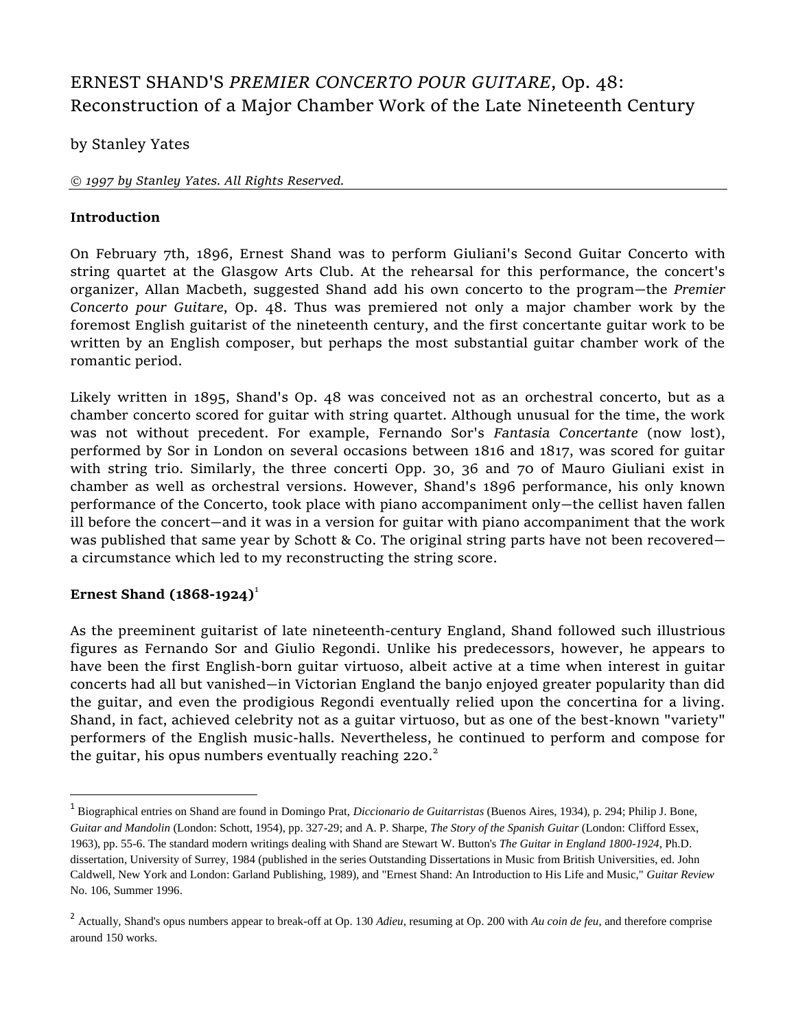# ERNEST SHAND'S *PREMIER CONCERTO POUR GUITARE*, Op. 48: Reconstruction of a Major Chamber Work of the Late Nineteenth Century

by Stanley Yates

*© 1997 by Stanley Yates. All Rights Reserved.*

## Introduction

On February 7th, 1896, Ernest Shand was to perform Giuliani's Second Guitar Concerto with string quartet at the Glasgow Arts Club. At the rehearsal for this performance, the concert's organizer, Allan Macbeth, suggested Shand add his own concerto to the program—the *Premier Concerto pour Guitare*, Op. 48. Thus was premiered not only a major chamber work by the foremost English guitarist of the nineteenth century, and the first concertante guitar work to be written by an English composer, but perhaps the most substantial guitar chamber work of the romantic period.

Likely written in 1895, Shand's Op. 48 was conceived not as an orchestral concerto, but as a chamber concerto scored for guitar with string quartet. Although unusual for the time, the work was not without precedent. For example, Fernando Sor's *Fantasia Concertante* (now lost), performed by Sor in London on several occasions between 1816 and 1817, was scored for guitar with string trio. Similarly, the three concerti Opp. 30, 36 and 70 of Mauro Giuliani exist in chamber as well as orchestral versions. However, Shand's 1896 performance, his only known performance of the Concerto, took place with piano accompaniment only—the cellist haven fallen ill before the concert—and it was in a version for guitar with piano accompaniment that the work was published that same year by Schott & Co. The original string parts have not been recovered—a circumstance which led to my reconstructing the string score.

## Ernest Shand (1868-1924)[1]

As the preeminent guitarist of late nineteenth-century England, Shand followed such illustrious figures as Fernando Sor and Giulio Regondi. Unlike his predecessors, however, he appears to have been the first English-born guitar virtuoso, albeit active at a time when interest in guitar concerts had all but vanished—in Victorian England the banjo enjoyed greater popularity than did the guitar, and even the prodigious Regondi eventually relied upon the concertina for a living. Shand, in fact, achieved celebrity not as a guitar virtuoso, but as one of the best-known "variety" performers of the English music-halls. Nevertheless, he continued to perform and compose for the guitar, his opus numbers eventually reaching 220.[2]

---

[1] Biographical entries on Shand are found in Domingo Prat, *Diccionario de Guitarristas* (Buenos Aires, 1934), p. 294; Philip J. Bone, *Guitar and Mandolin* (London: Schott, 1954), pp. 327-29; and A. P. Sharpe, *The Story of the Spanish Guitar* (London: Clifford Essex, 1963), pp. 55-6. The standard modern writings dealing with Shand are Stewart W. Button's *The Guitar in England 1800-1924*, Ph.D. dissertation, University of Surrey, 1984 (published in the series Outstanding Dissertations in Music from British Universities, ed. John Caldwell, New York and London: Garland Publishing, 1989), and "Ernest Shand: An Introduction to His Life and Music," *Guitar Review* No. 106, Summer 1996.

[2] Actually, Shand's opus numbers appear to break-off at Op. 130 *Adieu*, resuming at Op. 200 with *Au coin de feu*, and therefore comprise around 150 works.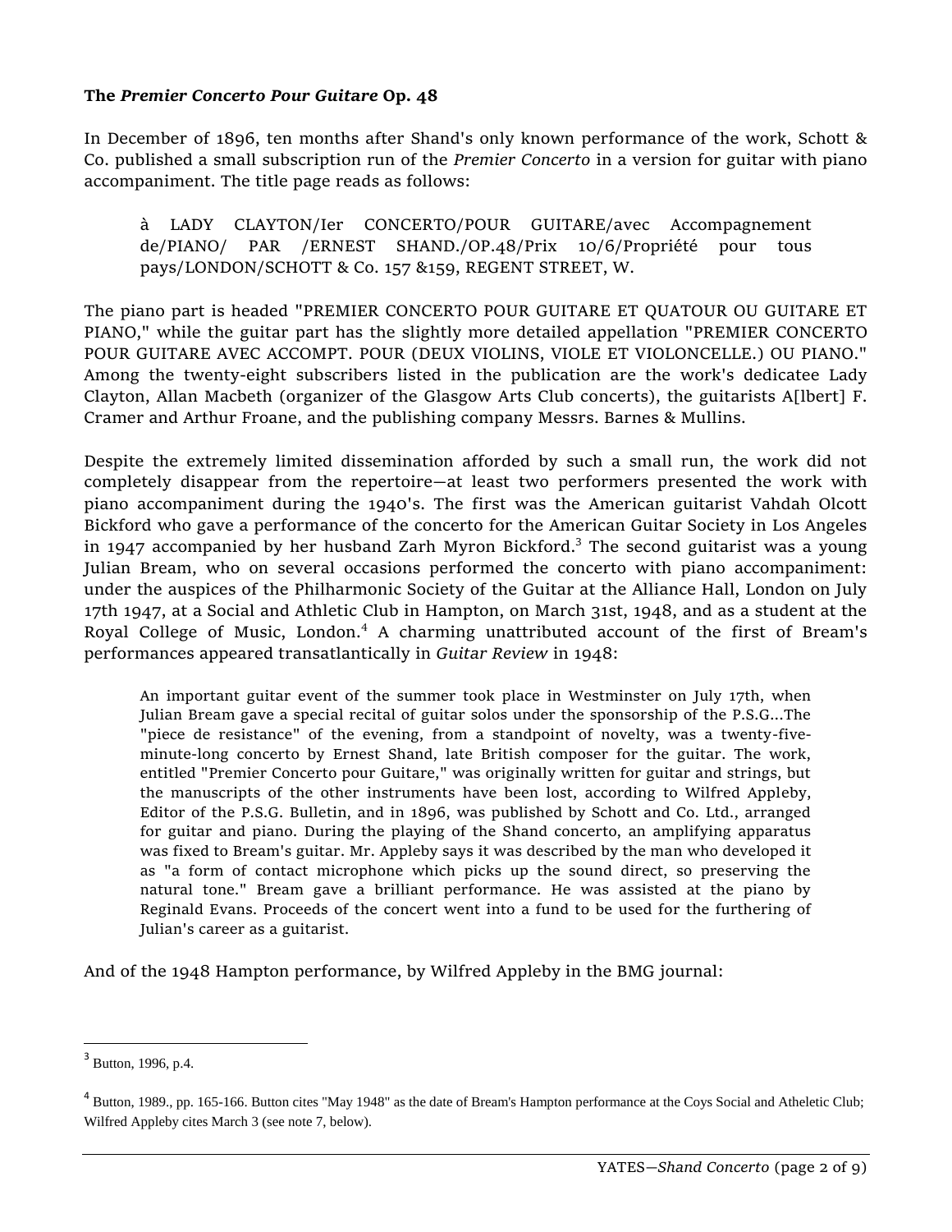**The *Premier Concerto Pour Guitare* Op. 48**

In December of 1896, ten months after Shand's only known performance of the work, Schott & Co. published a small subscription run of the *Premier Concerto* in a version for guitar with piano accompaniment. The title page reads as follows:

> à LADY CLAYTON/Ier CONCERTO/POUR GUITARE/avec Accompagnement de/PIANO/ PAR /ERNEST SHAND./OP.48/Prix 10/6/Propriété pour tous pays/LONDON/SCHOTT & Co. 157 &159, REGENT STREET, W.

The piano part is headed "PREMIER CONCERTO POUR GUITARE ET QUATOUR OU GUITARE ET PIANO," while the guitar part has the slightly more detailed appellation "PREMIER CONCERTO POUR GUITARE AVEC ACCOMPT. POUR (DEUX VIOLINS, VIOLE ET VIOLONCELLE.) OU PIANO." Among the twenty-eight subscribers listed in the publication are the work's dedicatee Lady Clayton, Allan Macbeth (organizer of the Glasgow Arts Club concerts), the guitarists A[lbert] F. Cramer and Arthur Froane, and the publishing company Messrs. Barnes & Mullins.

Despite the extremely limited dissemination afforded by such a small run, the work did not completely disappear from the repertoire—at least two performers presented the work with piano accompaniment during the 1940's. The first was the American guitarist Vahdah Olcott Bickford who gave a performance of the concerto for the American Guitar Society in Los Angeles in 1947 accompanied by her husband Zarh Myron Bickford.[3] The second guitarist was a young Julian Bream, who on several occasions performed the concerto with piano accompaniment: under the auspices of the Philharmonic Society of the Guitar at the Alliance Hall, London on July 17th 1947, at a Social and Athletic Club in Hampton, on March 31st, 1948, and as a student at the Royal College of Music, London.[4] A charming unattributed account of the first of Bream's performances appeared transatlantically in *Guitar Review* in 1948:

> An important guitar event of the summer took place in Westminster on July 17th, when Julian Bream gave a special recital of guitar solos under the sponsorship of the P.S.G...The "piece de resistance" of the evening, from a standpoint of novelty, was a twenty-five-minute-long concerto by Ernest Shand, late British composer for the guitar. The work, entitled "Premier Concerto pour Guitare," was originally written for guitar and strings, but the manuscripts of the other instruments have been lost, according to Wilfred Appleby, Editor of the P.S.G. Bulletin, and in 1896, was published by Schott and Co. Ltd., arranged for guitar and piano. During the playing of the Shand concerto, an amplifying apparatus was fixed to Bream's guitar. Mr. Appleby says it was described by the man who developed it as "a form of contact microphone which picks up the sound direct, so preserving the natural tone." Bream gave a brilliant performance. He was assisted at the piano by Reginald Evans. Proceeds of the concert went into a fund to be used for the furthering of Julian's career as a guitarist.

And of the 1948 Hampton performance, by Wilfred Appleby in the BMG journal:

---

[3] Button, 1996, p.4.

[4] Button, 1989., pp. 165-166. Button cites "May 1948" as the date of Bream's Hampton performance at the Coys Social and Atheletic Club; Wilfred Appleby cites March 3 (see note 7, below).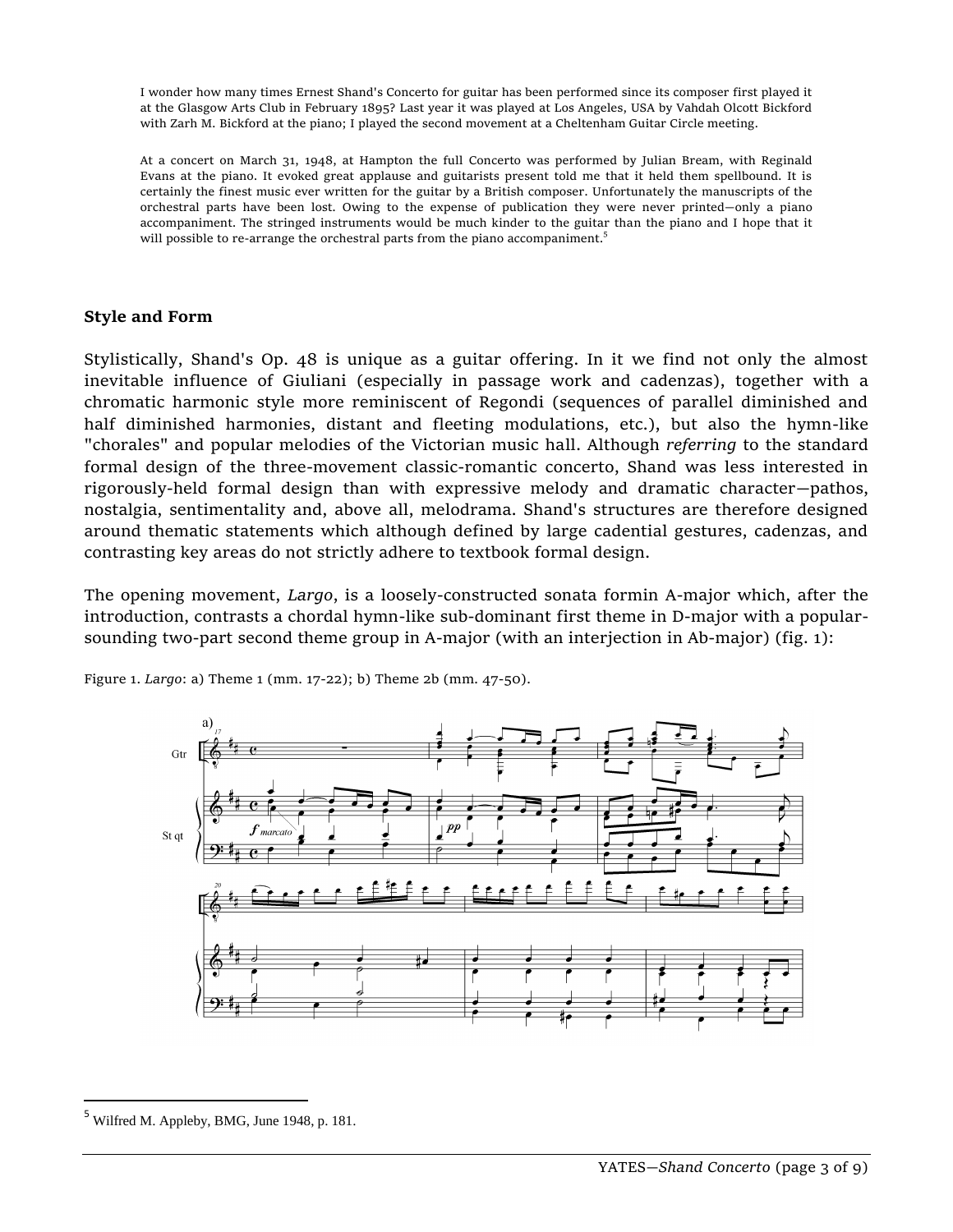> I wonder how many times Ernest Shand's Concerto for guitar has been performed since its composer first played it at the Glasgow Arts Club in February 1895? Last year it was played at Los Angeles, USA by Vahdah Olcott Bickford with Zarh M. Bickford at the piano; I played the second movement at a Cheltenham Guitar Circle meeting.
>
> At a concert on March 31, 1948, at Hampton the full Concerto was performed by Julian Bream, with Reginald Evans at the piano. It evoked great applause and guitarists present told me that it held them spellbound. It is certainly the finest music ever written for the guitar by a British composer. Unfortunately the manuscripts of the orchestral parts have been lost. Owing to the expense of publication they were never printed—only a piano accompaniment. The stringed instruments would be much kinder to the guitar than the piano and I hope that it will possible to re-arrange the orchestral parts from the piano accompaniment.[5]

## Style and Form

Stylistically, Shand's Op. 48 is unique as a guitar offering. In it we find not only the almost inevitable influence of Giuliani (especially in passage work and cadenzas), together with a chromatic harmonic style more reminiscent of Regondi (sequences of parallel diminished and half diminished harmonies, distant and fleeting modulations, etc.), but also the hymn-like "chorales" and popular melodies of the Victorian music hall. Although *referring* to the standard formal design of the three-movement classic-romantic concerto, Shand was less interested in rigorously-held formal design than with expressive melody and dramatic character—pathos, nostalgia, sentimentality and, above all, melodrama. Shand's structures are therefore designed around thematic statements which although defined by large cadential gestures, cadenzas, and contrasting key areas do not strictly adhere to textbook formal design.

The opening movement, *Largo*, is a loosely-constructed sonata formin A-major which, after the introduction, contrasts a chordal hymn-like sub-dominant first theme in D-major with a popular-sounding two-part second theme group in A-major (with an interjection in Ab-major) (fig. 1):

Figure 1. *Largo*: a) Theme 1 (mm. 17-22); b) Theme 2b (mm. 47-50).

[5] Wilfred M. Appleby, BMG, June 1948, p. 181.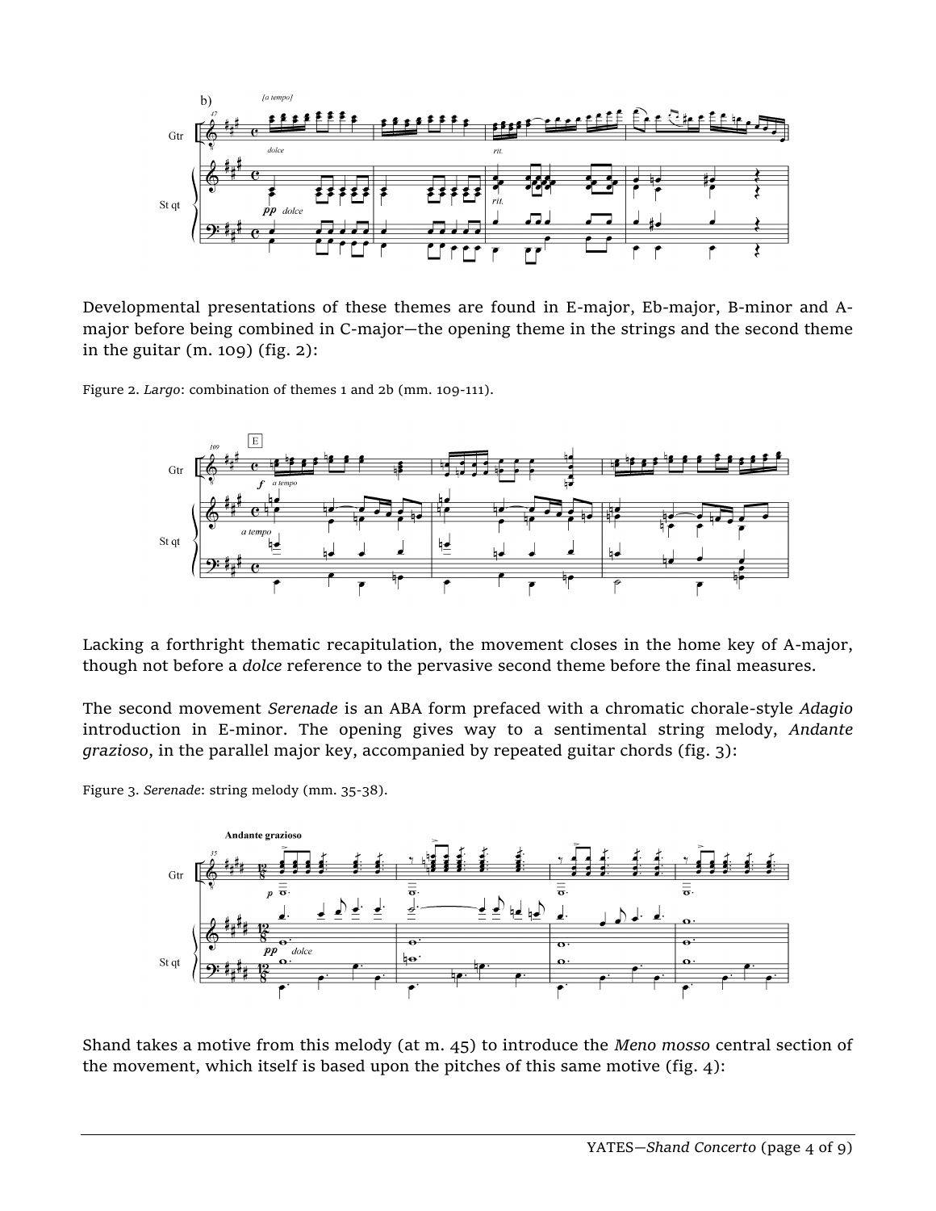Developmental presentations of these themes are found in E-major, Eb-major, B-minor and A-major before being combined in C-major—the opening theme in the strings and the second theme in the guitar (m. 109) (fig. 2):

Figure 2. *Largo*: combination of themes 1 and 2b (mm. 109-111).

Lacking a forthright thematic recapitulation, the movement closes in the home key of A-major, though not before a *dolce* reference to the pervasive second theme before the final measures.

The second movement *Serenade* is an ABA form prefaced with a chromatic chorale-style *Adagio* introduction in E-minor. The opening gives way to a sentimental string melody, *Andante grazioso*, in the parallel major key, accompanied by repeated guitar chords (fig. 3):

Figure 3. *Serenade*: string melody (mm. 35-38).

Shand takes a motive from this melody (at m. 45) to introduce the *Meno mosso* central section of the movement, which itself is based upon the pitches of this same motive (fig. 4):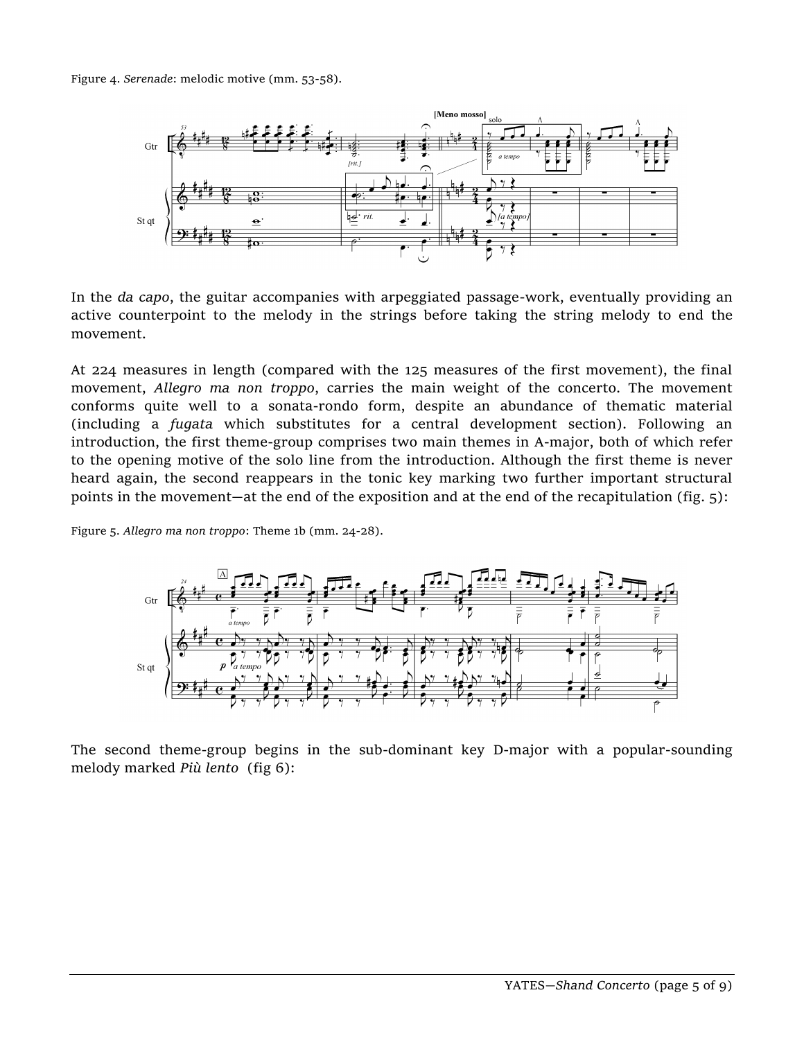Figure 4. *Serenade*: melodic motive (mm. 53-58).

In the *da capo*, the guitar accompanies with arpeggiated passage-work, eventually providing an active counterpoint to the melody in the strings before taking the string melody to end the movement.

At 224 measures in length (compared with the 125 measures of the first movement), the final movement, *Allegro ma non troppo*, carries the main weight of the concerto. The movement conforms quite well to a sonata-rondo form, despite an abundance of thematic material (including a *fugata* which substitutes for a central development section). Following an introduction, the first theme-group comprises two main themes in A-major, both of which refer to the opening motive of the solo line from the introduction. Although the first theme is never heard again, the second reappears in the tonic key marking two further important structural points in the movement—at the end of the exposition and at the end of the recapitulation (fig. 5):

Figure 5. *Allegro ma non troppo*: Theme 1b (mm. 24-28).

The second theme-group begins in the sub-dominant key D-major with a popular-sounding melody marked *Più lento* (fig 6):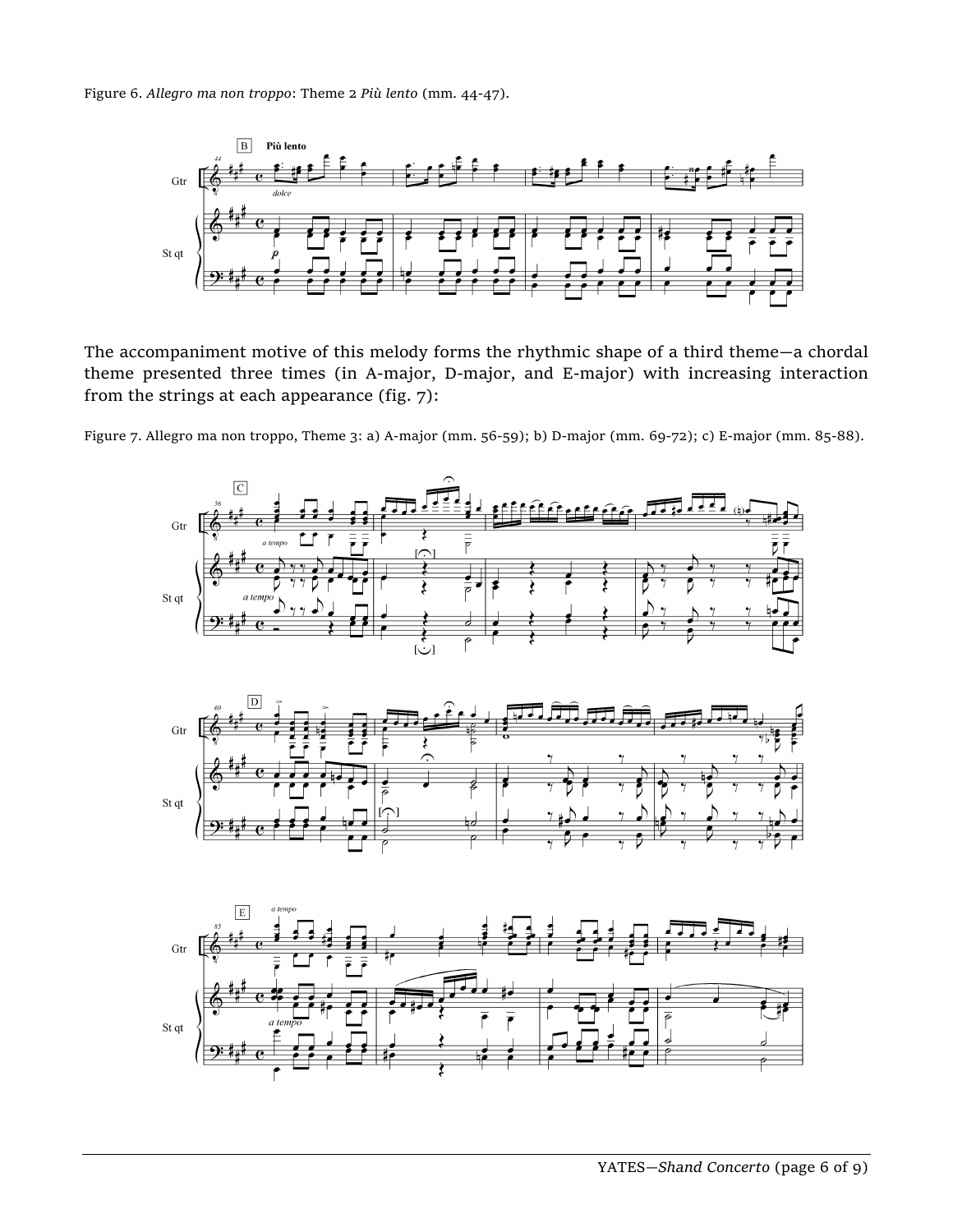Figure 6. *Allegro ma non troppo*: Theme 2 *Più lento* (mm. 44-47).

The accompaniment motive of this melody forms the rhythmic shape of a third theme—a chordal theme presented three times (in A-major, D-major, and E-major) with increasing interaction from the strings at each appearance (fig. 7):

Figure 7. Allegro ma non troppo, Theme 3: a) A-major (mm. 56-59); b) D-major (mm. 69-72); c) E-major (mm. 85-88).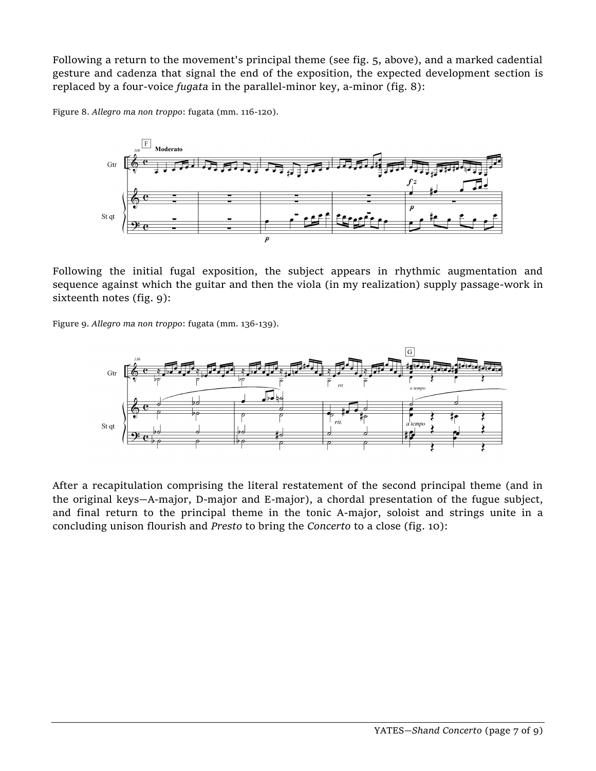Following a return to the movement's principal theme (see fig. 5, above), and a marked cadential gesture and cadenza that signal the end of the exposition, the expected development section is replaced by a four-voice *fugata* in the parallel-minor key, a-minor (fig. 8):

Figure 8. *Allegro ma non troppo*: fugata (mm. 116-120).

Following the initial fugal exposition, the subject appears in rhythmic augmentation and sequence against which the guitar and then the viola (in my realization) supply passage-work in sixteenth notes (fig. 9):

Figure 9. *Allegro ma non troppo*: fugata (mm. 136-139).

After a recapitulation comprising the literal restatement of the second principal theme (and in the original keys—A-major, D-major and E-major), a chordal presentation of the fugue subject, and final return to the principal theme in the tonic A-major, soloist and strings unite in a concluding unison flourish and *Presto* to bring the *Concerto* to a close (fig. 10):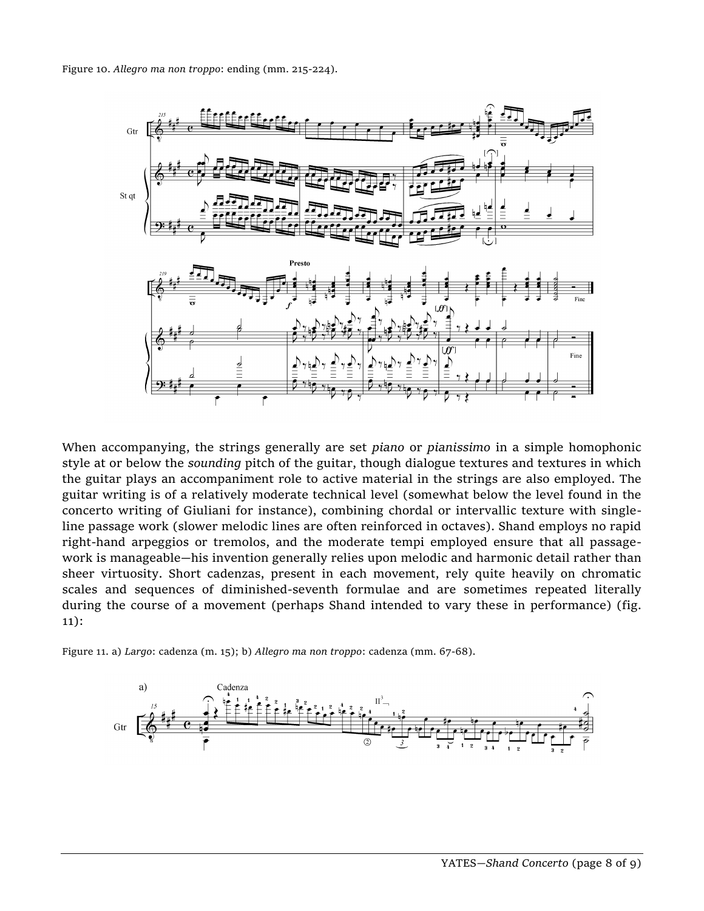Figure 10. *Allegro ma non troppo*: ending (mm. 215-224).

When accompanying, the strings generally are set *piano* or *pianissimo* in a simple homophonic style at or below the *sounding* pitch of the guitar, though dialogue textures and textures in which the guitar plays an accompaniment role to active material in the strings are also employed. The guitar writing is of a relatively moderate technical level (somewhat below the level found in the concerto writing of Giuliani for instance), combining chordal or intervallic texture with single-line passage work (slower melodic lines are often reinforced in octaves). Shand employs no rapid right-hand arpeggios or tremolos, and the moderate tempi employed ensure that all passage-work is manageable—his invention generally relies upon melodic and harmonic detail rather than sheer virtuosity. Short cadenzas, present in each movement, rely quite heavily on chromatic scales and sequences of diminished-seventh formulae and are sometimes repeated literally during the course of a movement (perhaps Shand intended to vary these in performance) (fig. 11):

Figure 11. a) *Largo*: cadenza (m. 15); b) *Allegro ma non troppo*: cadenza (mm. 67-68).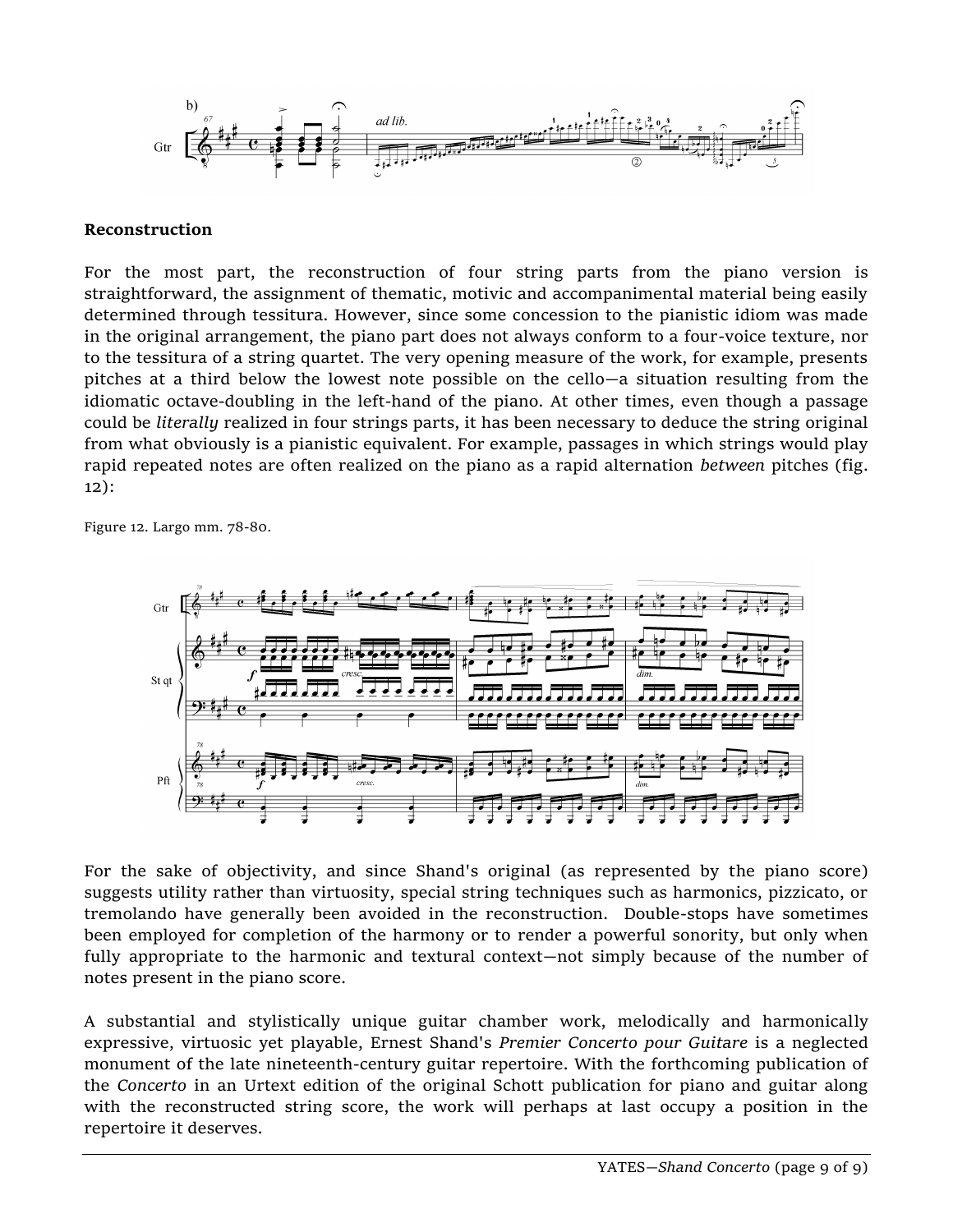## Reconstruction

For the most part, the reconstruction of four string parts from the piano version is straightforward, the assignment of thematic, motivic and accompanimental material being easily determined through tessitura. However, since some concession to the pianistic idiom was made in the original arrangement, the piano part does not always conform to a four-voice texture, nor to the tessitura of a string quartet. The very opening measure of the work, for example, presents pitches at a third below the lowest note possible on the cello—a situation resulting from the idiomatic octave-doubling in the left-hand of the piano. At other times, even though a passage could be *literally* realized in four strings parts, it has been necessary to deduce the string original from what obviously is a pianistic equivalent. For example, passages in which strings would play rapid repeated notes are often realized on the piano as a rapid alternation *between* pitches (fig. 12):

Figure 12. Largo mm. 78-80.

For the sake of objectivity, and since Shand's original (as represented by the piano score) suggests utility rather than virtuosity, special string techniques such as harmonics, pizzicato, or tremolando have generally been avoided in the reconstruction. Double-stops have sometimes been employed for completion of the harmony or to render a powerful sonority, but only when fully appropriate to the harmonic and textural context—not simply because of the number of notes present in the piano score.

A substantial and stylistically unique guitar chamber work, melodically and harmonically expressive, virtuosic yet playable, Ernest Shand's *Premier Concerto pour Guitare* is a neglected monument of the late nineteenth-century guitar repertoire. With the forthcoming publication of the *Concerto* in an Urtext edition of the original Schott publication for piano and guitar along with the reconstructed string score, the work will perhaps at last occupy a position in the repertoire it deserves.